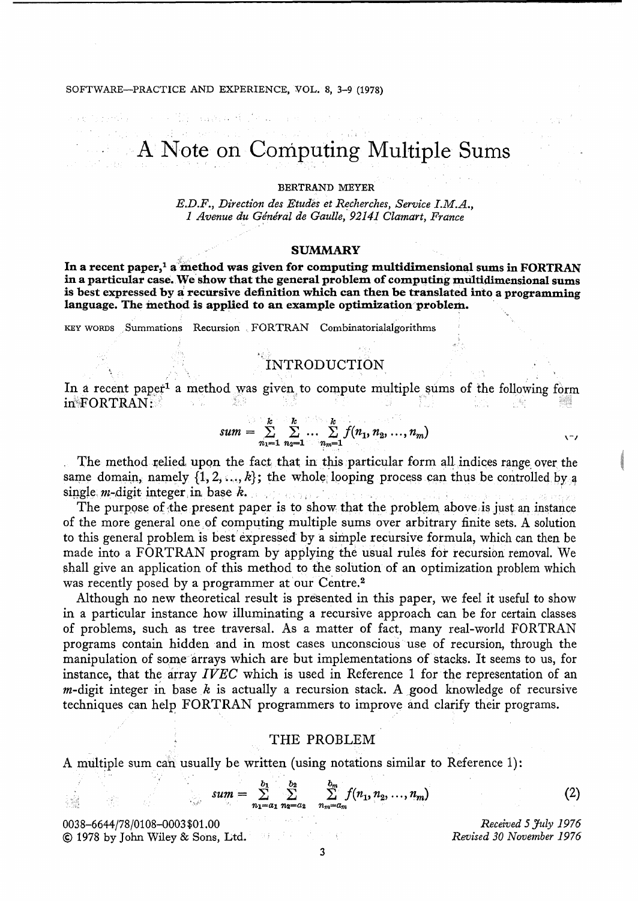# A Note on Computing Multiple Sums

BERTRAND MEYER

*E.D.F., Direction des Etudes et Recherches, Service I.M.A., 1 Avenue du Général de Gaulle, 92141 Clamart, France*

## SUMMARY

**In a recent paper,[1] a method was given for computing multidimensional sums in FORTRAN in a particular case. We show that the general problem of computing multidimensional sums is best expressed by a recursive definition which can then be translated into a programming language. The method is applied to an example optimization problem.**

KEY WORDS Summations Recursion FORTRAN Combinatorialalgorithms

## INTRODUCTION

In a recent paper[1] a method was given to compute multiple sums of the following form in FORTRAN:

$$sum = \sum_{n_1=1}^{k} \sum_{n_2=1}^{k} \dots \sum_{n_m=1}^{k} f(n_1, n_2, \dots, n_m) \tag{1}$$

The method relied upon the fact that in this particular form all indices range over the same domain, namely $\{1, 2, \dots, k\}$; the whole looping process can thus be controlled by a single $m$-digit integer in base $k$.

The purpose of the present paper is to show that the problem above is just an instance of the more general one of computing multiple sums over arbitrary finite sets. A solution to this general problem is best expressed by a simple recursive formula, which can then be made into a FORTRAN program by applying the usual rules for recursion removal. We shall give an application of this method to the solution of an optimization problem which was recently posed by a programmer at our Centre.[2]

Although no new theoretical result is presented in this paper, we feel it useful to show in a particular instance how illuminating a recursive approach can be for certain classes of problems, such as tree traversal. As a matter of fact, many real-world FORTRAN programs contain hidden and in most cases unconscious use of recursion, through the manipulation of some arrays which are but implementations of stacks. It seems to us, for instance, that the array *IVEC* which is used in Reference 1 for the representation of an $m$-digit integer in base $k$ is actually a recursion stack. A good knowledge of recursive techniques can help FORTRAN programmers to improve and clarify their programs.

## THE PROBLEM

A multiple sum can usually be written (using notations similar to Reference 1):

$$sum = \sum_{n_1=a_1}^{b_1} \sum_{n_2=a_2}^{b_2} \sum_{n_m=a_m}^{b_m} f(n_1, n_2, \dots, n_m) \tag{2}$$

0038–6644/78/0108–0003$01.00
© 1978 by John Wiley & Sons, Ltd.

*Received 5 July 1976*
*Revised 30 November 1976*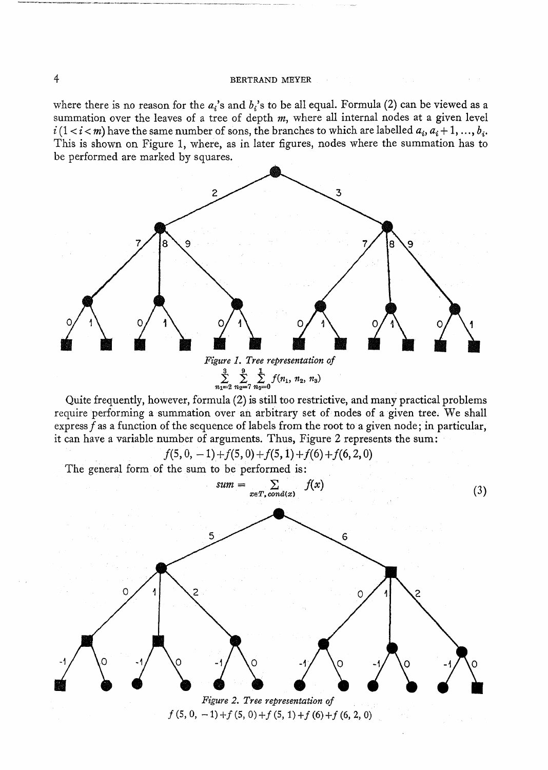where there is no reason for the $a_i$'s and $b_i$'s to be all equal. Formula (2) can be viewed as a summation over the leaves of a tree of depth $m$, where all internal nodes at a given level $i\ (1 < i < m)$ have the same number of sons, the branches to which are labelled $a_i, a_i + 1, \ldots, b_i$. This is shown on Figure 1, where, as in later figures, nodes where the summation has to be performed are marked by squares.

*Figure 1. Tree representation of*

$$\sum_{n_1=2}^{3} \sum_{n_2=7}^{9} \sum_{n_3=0}^{1} f(n_1, n_2, n_3)$$

Quite frequently, however, formula (2) is still too restrictive, and many practical problems require performing a summation over an arbitrary set of nodes of a given tree. We shall express $f$ as a function of the sequence of labels from the root to a given node; in particular, it can have a variable number of arguments. Thus, Figure 2 represents the sum:

$$f(5, 0, -1) + f(5, 0) + f(5, 1) + f(6) + f(6, 2, 0)$$

The general form of the sum to be performed is:

$$sum = \sum_{x \in T,\ cond(x)} f(x) \tag{3}$$

*Figure 2. Tree representation of*
$f(5, 0, -1) + f(5, 0) + f(5, 1) + f(6) + f(6, 2, 0)$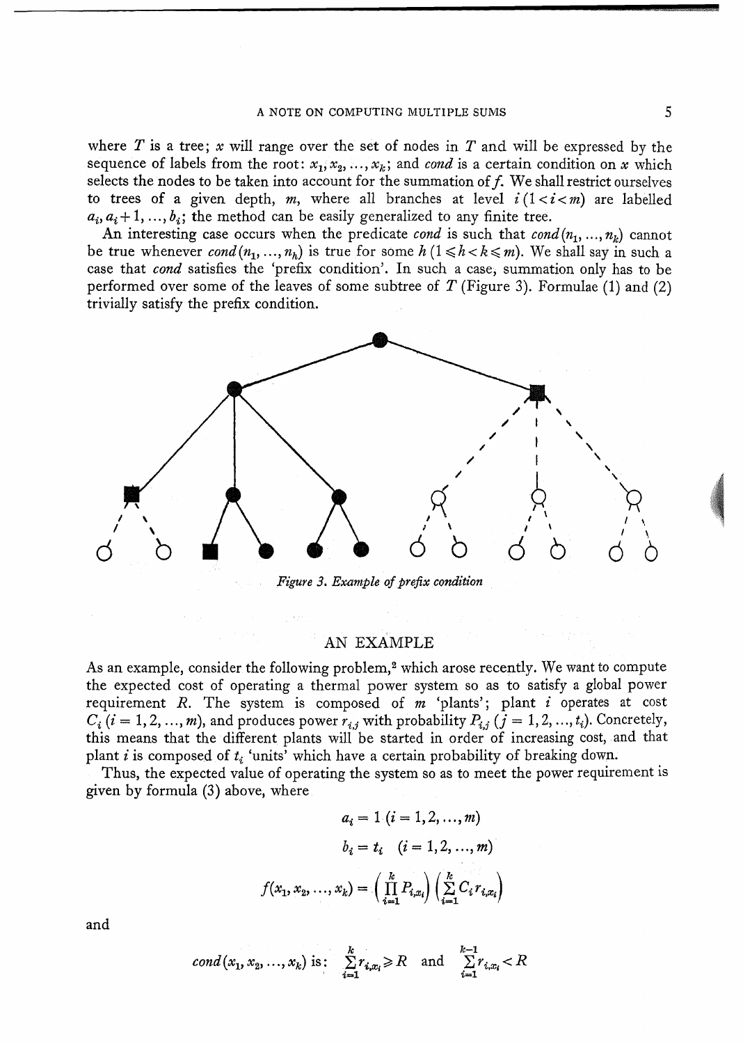where $T$ is a tree; $x$ will range over the set of nodes in $T$ and will be expressed by the sequence of labels from the root: $x_1, x_2, \ldots, x_k$; and *cond* is a certain condition on $x$ which selects the nodes to be taken into account for the summation of $f$. We shall restrict ourselves to trees of a given depth, $m$, where all branches at level $i\,(1 < i < m)$ are labelled $a_i, a_i+1, \ldots, b_i$; the method can be easily generalized to any finite tree.

An interesting case occurs when the predicate *cond* is such that $cond(n_1, \ldots, n_k)$ cannot be true whenever $cond(n_1, \ldots, n_h)$ is true for some $h\,(1 \leqslant h < k \leqslant m)$. We shall say in such a case that *cond* satisfies the 'prefix condition'. In such a case, summation only has to be performed over some of the leaves of some subtree of $T$ (Figure 3). Formulae (1) and (2) trivially satisfy the prefix condition.

*Figure 3. Example of prefix condition*

## AN EXAMPLE

As an example, consider the following problem,[2] which arose recently. We want to compute the expected cost of operating a thermal power system so as to satisfy a global power requirement $R$. The system is composed of $m$ 'plants'; plant $i$ operates at cost $C_i\ (i = 1, 2, \ldots, m)$, and produces power $r_{i,j}$ with probability $P_{i,j}\ (j = 1, 2, \ldots, t_i)$. Concretely, this means that the different plants will be started in order of increasing cost, and that plant $i$ is composed of $t_i$ 'units' which have a certain probability of breaking down.

Thus, the expected value of operating the system so as to meet the power requirement is given by formula (3) above, where

$$a_i = 1\ (i = 1, 2, \ldots, m)$$

$$b_i = t_i \quad (i = 1, 2, \ldots, m)$$

$$f(x_1, x_2, \ldots, x_k) = \left(\prod_{i=1}^{k} P_{i,x_i}\right)\left(\sum_{i=1}^{k} C_i r_{i,x_i}\right)$$

and

$$cond(x_1, x_2, \ldots, x_k) \text{ is: } \sum_{i=1}^{k} r_{i,x_i} \geqslant R \quad \text{and} \quad \sum_{i=1}^{k-1} r_{i,x_i} < R$$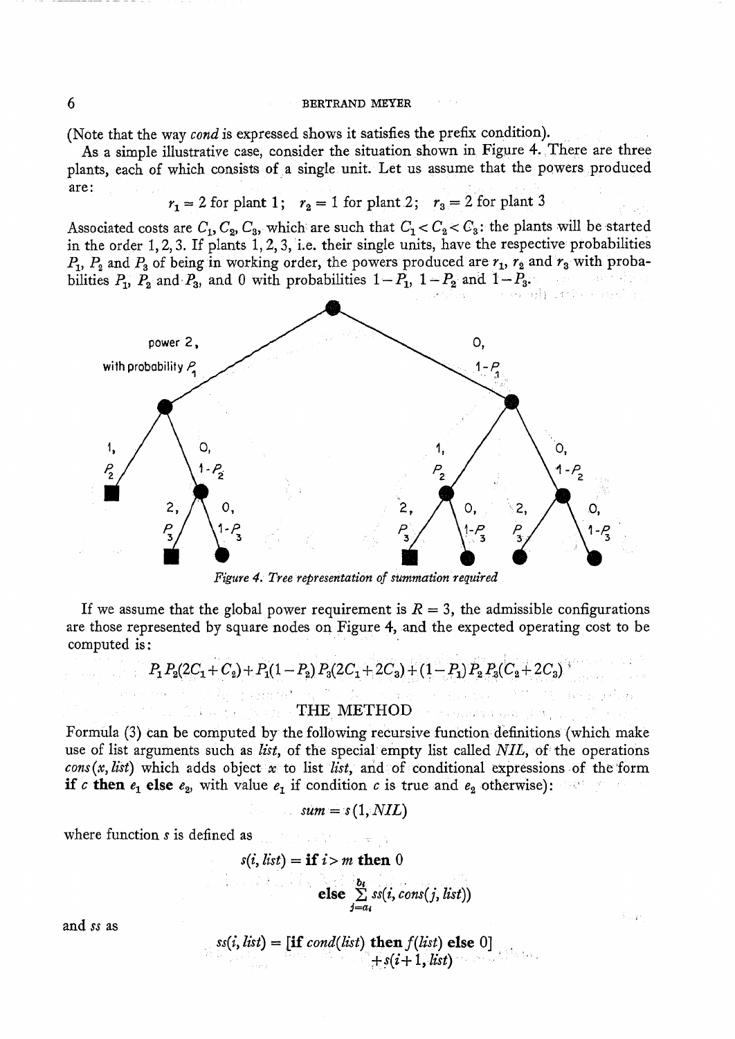(Note that the way *cond* is expressed shows it satisfies the prefix condition).

As a simple illustrative case, consider the situation shown in Figure 4. There are three plants, each of which consists of a single unit. Let us assume that the powers produced are:

$$r_1 = 2 \text{ for plant 1}; \quad r_2 = 1 \text{ for plant 2}; \quad r_3 = 2 \text{ for plant 3}$$

Associated costs are $C_1, C_2, C_3$, which are such that $C_1 < C_2 < C_3$: the plants will be started in the order 1, 2, 3. If plants 1, 2, 3, i.e. their single units, have the respective probabilities $P_1$, $P_2$ and $P_3$ of being in working order, the powers produced are $r_1$, $r_2$ and $r_3$ with probabilities $P_1$, $P_2$ and $P_3$, and 0 with probabilities $1-P_1$, $1-P_2$ and $1-P_3$.

*Figure 4. Tree representation of summation required*

If we assume that the global power requirement is $R = 3$, the admissible configurations are those represented by square nodes on Figure 4, and the expected operating cost to be computed is:

$$P_1P_2(2C_1+C_2)+P_1(1-P_2)P_3(2C_1+2C_3)+(1-P_1)P_2P_3(C_2+2C_3)$$

## THE METHOD

Formula (3) can be computed by the following recursive function definitions (which make use of list arguments such as *list*, of the special empty list called *NIL*, of the operations *cons*(*x*, *list*) which adds object *x* to list *list*, and of conditional expressions of the form **if** *c* **then** $e_1$ **else** $e_2$, with value $e_1$ if condition *c* is true and $e_2$ otherwise):

$$sum = s(1, NIL)$$

where function *s* is defined as

$$s(i, list) = \textbf{if } i > m \textbf{ then } 0$$

$$\textbf{else } \sum_{j=a_i}^{b_i} ss(i, cons(j, list))$$

and *ss* as

$$ss(i, list) = [\textbf{if } cond(list) \textbf{ then } f(list) \textbf{ else } 0]$$
$$+ s(i+1, list)$$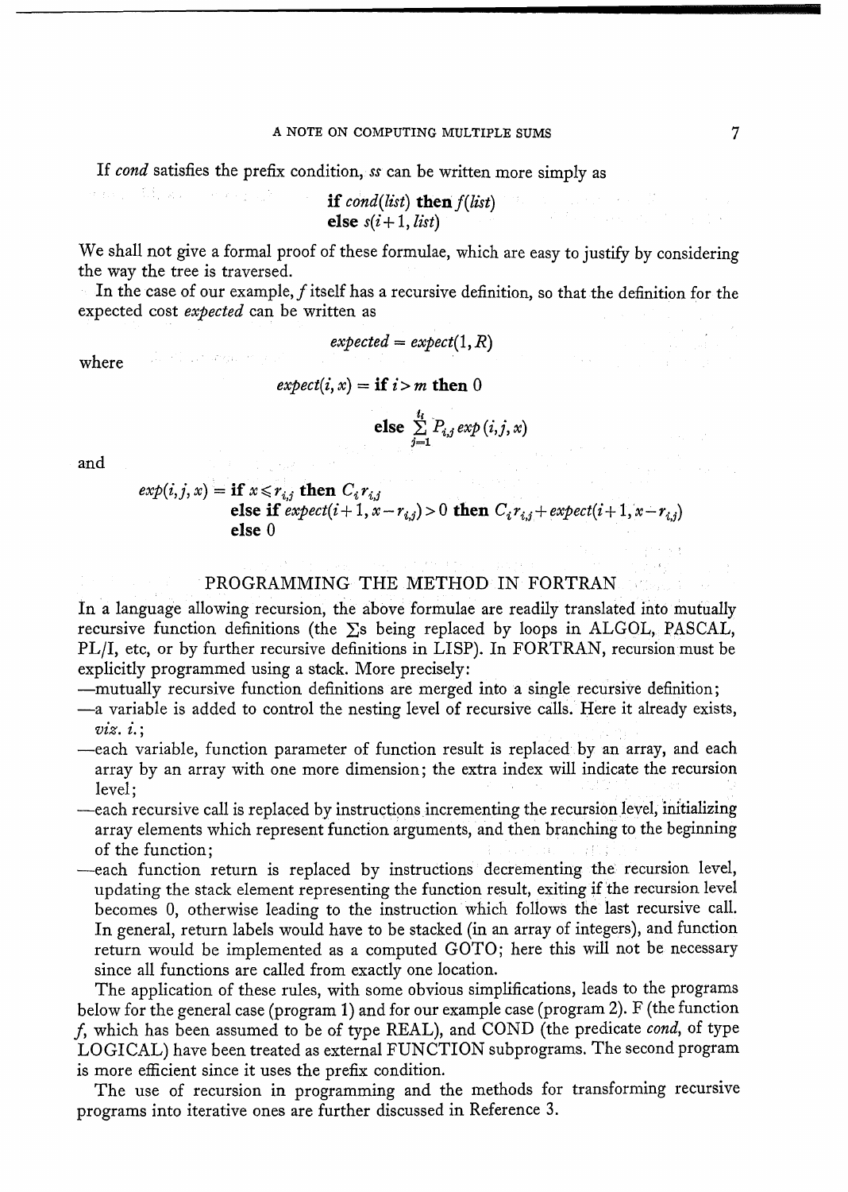If *cond* satisfies the prefix condition, *ss* can be written more simply as

$$\textbf{if } cond(list) \textbf{ then } f(list)$$
$$\textbf{else } s(i+1, list)$$

We shall not give a formal proof of these formulae, which are easy to justify by considering the way the tree is traversed.

In the case of our example, $f$ itself has a recursive definition, so that the definition for the expected cost *expected* can be written as

$$expected = expect(1, R)$$

where

$$expect(i, x) = \textbf{if } i > m \textbf{ then } 0$$
$$\textbf{else } \sum_{j=1}^{t_i} P_{i,j}\, exp\,(i, j, x)$$

and

$$exp(i, j, x) = \textbf{if } x \leqslant r_{i,j} \textbf{ then } C_i r_{i,j}$$
$$\textbf{else if } expect(i+1, x - r_{i,j}) > 0 \textbf{ then } C_i r_{i,j} + expect(i+1, x - r_{i,j})$$
$$\textbf{else } 0$$

## PROGRAMMING THE METHOD IN FORTRAN

In a language allowing recursion, the above formulae are readily translated into mutually recursive function definitions (the $\sum$s being replaced by loops in ALGOL, PASCAL, PL/I, etc, or by further recursive definitions in LISP). In FORTRAN, recursion must be explicitly programmed using a stack. More precisely:

—mutually recursive function definitions are merged into a single recursive definition;

—a variable is added to control the nesting level of recursive calls. Here it already exists, *viz.* $i$.;

—each variable, function parameter of function result is replaced by an array, and each array by an array with one more dimension; the extra index will indicate the recursion level;

—each recursive call is replaced by instructions incrementing the recursion level, initializing array elements which represent function arguments, and then branching to the beginning of the function;

—each function return is replaced by instructions decrementing the recursion level, updating the stack element representing the function result, exiting if the recursion level becomes 0, otherwise leading to the instruction which follows the last recursive call. In general, return labels would have to be stacked (in an array of integers), and function return would be implemented as a computed GOTO; here this will not be necessary since all functions are called from exactly one location.

The application of these rules, with some obvious simplifications, leads to the programs below for the general case (program 1) and for our example case (program 2). F (the function $f$, which has been assumed to be of type REAL), and COND (the predicate *cond*, of type LOGICAL) have been treated as external FUNCTION subprograms. The second program is more efficient since it uses the prefix condition.

The use of recursion in programming and the methods for transforming recursive programs into iterative ones are further discussed in Reference 3.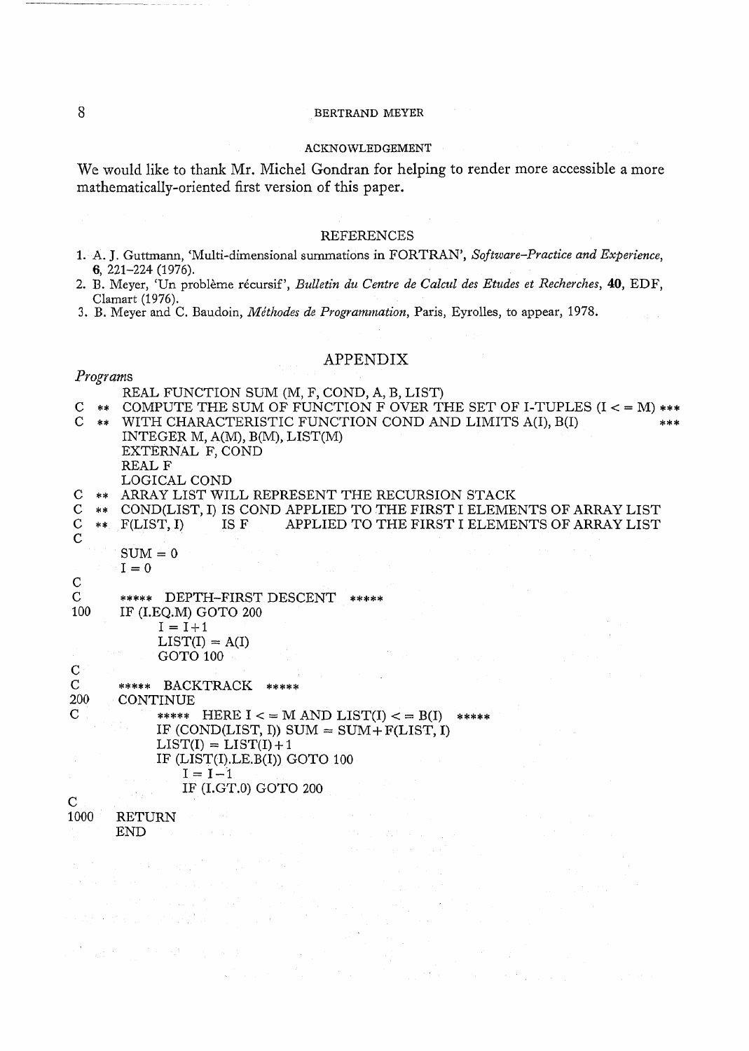### ACKNOWLEDGEMENT

We would like to thank Mr. Michel Gondran for helping to render more accessible a more mathematically-oriented first version of this paper.

### REFERENCES

1. A. J. Guttmann, 'Multi-dimensional summations in FORTRAN', *Software-Practice and Experience*, **6**, 221–224 (1976).
2. B. Meyer, 'Un problème récursif', *Bulletin du Centre de Calcul des Etudes et Recherches*, **40**, EDF, Clamart (1976).
3. B. Meyer and C. Baudoin, *Méthodes de Programmation*, Paris, Eyrolles, to appear, 1978.

## APPENDIX

*Programs*

```
      REAL FUNCTION SUM (M, F, COND, A, B, LIST)
C  **  COMPUTE THE SUM OF FUNCTION F OVER THE SET OF I-TUPLES (I < = M) ***
C  **  WITH CHARACTERISTIC FUNCTION COND AND LIMITS A(I), B(I)          ***
      INTEGER M, A(M), B(M), LIST(M)
      EXTERNAL F, COND
      REAL F
      LOGICAL COND
C  **  ARRAY LIST WILL REPRESENT THE RECURSION STACK
C  **  COND(LIST, I) IS COND APPLIED TO THE FIRST I ELEMENTS OF ARRAY LIST
C  **  F(LIST, I)     IS F     APPLIED TO THE FIRST I ELEMENTS OF ARRAY LIST
C
      SUM = 0
      I = 0
C
C     *****  DEPTH-FIRST DESCENT  *****
100   IF (I.EQ.M) GOTO 200
          I = I+1
          LIST(I) = A(I)
          GOTO 100
C
C     *****  BACKTRACK  *****
200   CONTINUE
C           *****  HERE I < = M AND LIST(I) < = B(I)  *****
          IF (COND(LIST, I)) SUM = SUM+F(LIST, I)
          LIST(I) = LIST(I)+1
          IF (LIST(I).LE.B(I)) GOTO 100
             I = I-1
             IF (I.GT.0) GOTO 200
C
1000  RETURN
      END
```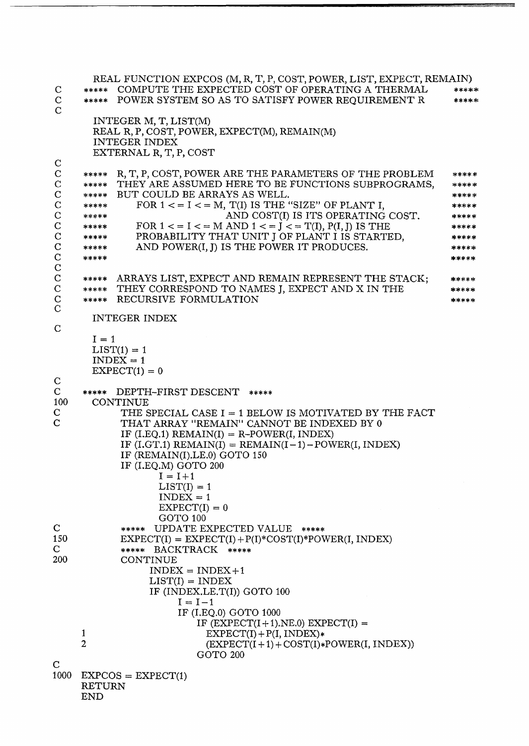```
      REAL FUNCTION EXPCOS (M, R, T, P, COST, POWER, LIST, EXPECT, REMAIN)
C     *****  COMPUTE THE EXPECTED COST OF OPERATING A THERMAL         *****
C     *****  POWER SYSTEM SO AS TO SATISFY POWER REQUIREMENT R       *****
C
      INTEGER M, T, LIST(M)
      REAL R, P, COST, POWER, EXPECT(M), REMAIN(M)
      INTEGER INDEX
      EXTERNAL R, T, P, COST
C
C     *****  R, T, P, COST, POWER ARE THE PARAMETERS OF THE PROBLEM    *****
C     *****  THEY ARE ASSUMED HERE TO BE FUNCTIONS SUBPROGRAMS,        *****
C     *****  BUT COULD BE ARRAYS AS WELL.                              *****
C     *****     FOR 1 < = I < = M, T(I) IS THE "SIZE" OF PLANT I,      *****
C     *****                        AND COST(I) IS ITS OPERATING COST.  *****
C     *****     FOR 1 < = I < = M AND 1 < = J < = T(I), P(I, J) IS THE *****
C     *****     PROBABILITY THAT UNIT J OF PLANT I IS STARTED,         *****
C     *****     AND POWER(I, J) IS THE POWER IT PRODUCES.              *****
C     *****                                                            *****
C
C     *****  ARRAYS LIST, EXPECT AND REMAIN REPRESENT THE STACK;       *****
C     *****  THEY CORRESPOND TO NAMES J, EXPECT AND X IN THE           *****
C     *****  RECURSIVE FORMULATION                                     *****
C
      INTEGER INDEX
C
      I = 1
      LIST(1) = 1
      INDEX = 1
      EXPECT(1) = 0
C
C     *****  DEPTH-FIRST DESCENT  *****
100   CONTINUE
C            THE SPECIAL CASE I = 1 BELOW IS MOTIVATED BY THE FACT
C            THAT ARRAY "REMAIN" CANNOT BE INDEXED BY 0
             IF (I.EQ.1) REMAIN(I) = R-POWER(I, INDEX)
             IF (I.GT.1) REMAIN(I) = REMAIN(I-1)-POWER(I, INDEX)
             IF (REMAIN(I).LE.0) GOTO 150
             IF (I.EQ.M) GOTO 200
                   I = I+1
                   LIST(I) = 1
                   INDEX = 1
                   EXPECT(I) = 0
                   GOTO 100
C            *****  UPDATE EXPECTED VALUE  *****
150          EXPECT(I) = EXPECT(I)+P(I)*COST(I)*POWER(I, INDEX)
C            *****  BACKTRACK  *****
200          CONTINUE
                INDEX = INDEX+1
                LIST(I) = INDEX
                IF (INDEX.LE.T(I)) GOTO 100
                   I = I-1
                   IF (I.EQ.0) GOTO 1000
                      IF (EXPECT(I+1).NE.0) EXPECT(I) =
     1                   EXPECT(I)+P(I, INDEX)*
     2                   (EXPECT(I+1)+COST(I)*POWER(I, INDEX))
                      GOTO 200
C
1000  EXPCOS = EXPECT(1)
      RETURN
      END
```